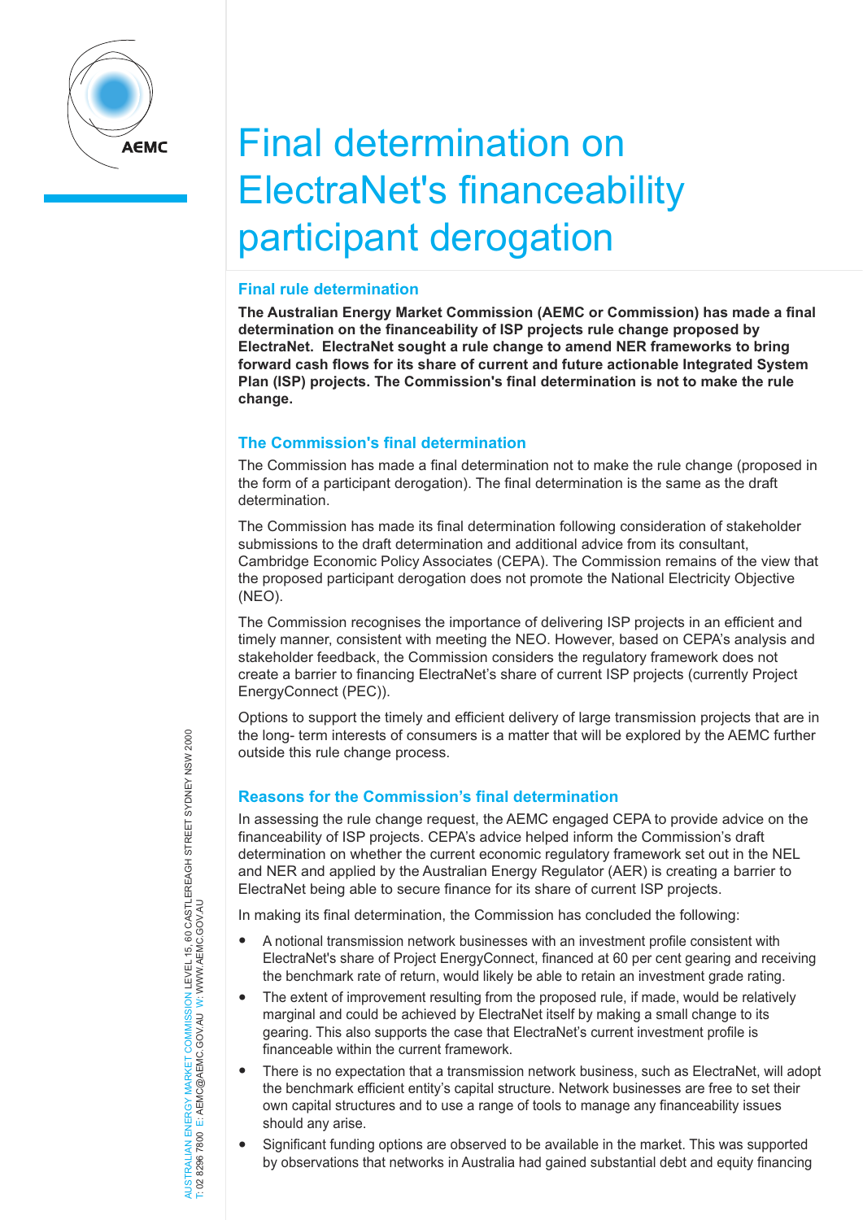# Final determination on ElectraNet's financeability participant derogation

## Final rule determination

**The Australian Energy Market Commission (AEMC or Commission) has made a final determination on the financeability of ISP projects rule change proposed by ElectraNet. ElectraNet sought a rule change to amend NER frameworks to bring forward cash flows for its share of current and future actionable Integrated System Plan (ISP) projects. The Commission's final determination is not to make the rule change.**

## The Commission's final determination

The Commission has made a final determination not to make the rule change (proposed in the form of a participant derogation). The final determination is the same as the draft determination.

The Commission has made its final determination following consideration of stakeholder submissions to the draft determination and additional advice from its consultant, Cambridge Economic Policy Associates (CEPA). The Commission remains of the view that the proposed participant derogation does not promote the National Electricity Objective (NEO).

The Commission recognises the importance of delivering ISP projects in an efficient and timely manner, consistent with meeting the NEO. However, based on CEPA's analysis and stakeholder feedback, the Commission considers the regulatory framework does not create a barrier to financing ElectraNet's share of current ISP projects (currently Project EnergyConnect (PEC)).

Options to support the timely and efficient delivery of large transmission projects that are in the long- term interests of consumers is a matter that will be explored by the AEMC further outside this rule change process.

## Reasons for the Commission's final determination

In assessing the rule change request, the AEMC engaged CEPA to provide advice on the financeability of ISP projects. CEPA's advice helped inform the Commission's draft determination on whether the current economic regulatory framework set out in the NEL and NER and applied by the Australian Energy Regulator (AER) is creating a barrier to ElectraNet being able to secure finance for its share of current ISP projects.

In making its final determination, the Commission has concluded the following:

- A notional transmission network businesses with an investment profile consistent with ElectraNet's share of Project EnergyConnect, financed at 60 per cent gearing and receiving the benchmark rate of return, would likely be able to retain an investment grade rating.
- The extent of improvement resulting from the proposed rule, if made, would be relatively marginal and could be achieved by ElectraNet itself by making a small change to its gearing. This also supports the case that ElectraNet's current investment profile is financeable within the current framework.
- There is no expectation that a transmission network business, such as ElectraNet, will adopt the benchmark efficient entity's capital structure. Network businesses are free to set their own capital structures and to use a range of tools to manage any financeability issues should any arise.
- Significant funding options are observed to be available in the market. This was supported by observations that networks in Australia had gained substantial debt and equity financing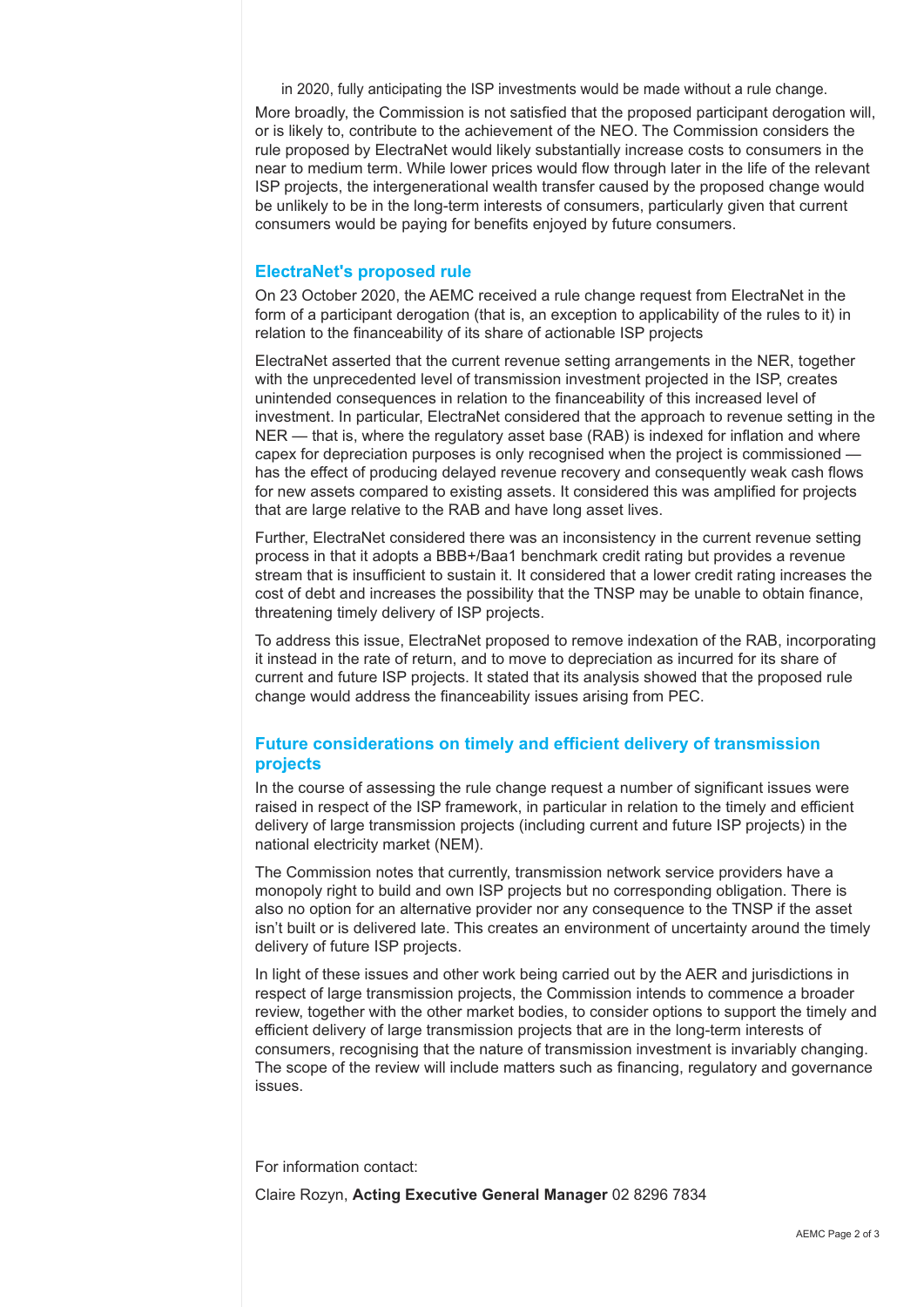in 2020, fully anticipating the ISP investments would be made without a rule change.

More broadly, the Commission is not satisfied that the proposed participant derogation will, or is likely to, contribute to the achievement of the NEO. The Commission considers the rule proposed by ElectraNet would likely substantially increase costs to consumers in the near to medium term. While lower prices would flow through later in the life of the relevant ISP projects, the intergenerational wealth transfer caused by the proposed change would be unlikely to be in the long-term interests of consumers, particularly given that current consumers would be paying for benefits enjoyed by future consumers.

## ElectraNet's proposed rule

On 23 October 2020, the AEMC received a rule change request from ElectraNet in the form of a participant derogation (that is, an exception to applicability of the rules to it) in relation to the financeability of its share of actionable ISP projects

ElectraNet asserted that the current revenue setting arrangements in the NER, together with the unprecedented level of transmission investment projected in the ISP, creates unintended consequences in relation to the financeability of this increased level of investment. In particular, ElectraNet considered that the approach to revenue setting in the NER — that is, where the regulatory asset base (RAB) is indexed for inflation and where capex for depreciation purposes is only recognised when the project is commissioned — has the effect of producing delayed revenue recovery and consequently weak cash flows for new assets compared to existing assets. It considered this was amplified for projects that are large relative to the RAB and have long asset lives.

Further, ElectraNet considered there was an inconsistency in the current revenue setting process in that it adopts a BBB+/Baa1 benchmark credit rating but provides a revenue stream that is insufficient to sustain it. It considered that a lower credit rating increases the cost of debt and increases the possibility that the TNSP may be unable to obtain finance, threatening timely delivery of ISP projects.

To address this issue, ElectraNet proposed to remove indexation of the RAB, incorporating it instead in the rate of return, and to move to depreciation as incurred for its share of current and future ISP projects. It stated that its analysis showed that the proposed rule change would address the financeability issues arising from PEC.

## Future considerations on timely and efficient delivery of transmission projects

In the course of assessing the rule change request a number of significant issues were raised in respect of the ISP framework, in particular in relation to the timely and efficient delivery of large transmission projects (including current and future ISP projects) in the national electricity market (NEM).

The Commission notes that currently, transmission network service providers have a monopoly right to build and own ISP projects but no corresponding obligation. There is also no option for an alternative provider nor any consequence to the TNSP if the asset isn't built or is delivered late. This creates an environment of uncertainty around the timely delivery of future ISP projects.

In light of these issues and other work being carried out by the AER and jurisdictions in respect of large transmission projects, the Commission intends to commence a broader review, together with the other market bodies, to consider options to support the timely and efficient delivery of large transmission projects that are in the long-term interests of consumers, recognising that the nature of transmission investment is invariably changing. The scope of the review will include matters such as financing, regulatory and governance issues.

For information contact:

Claire Rozyn, **Acting Executive General Manager** 02 8296 7834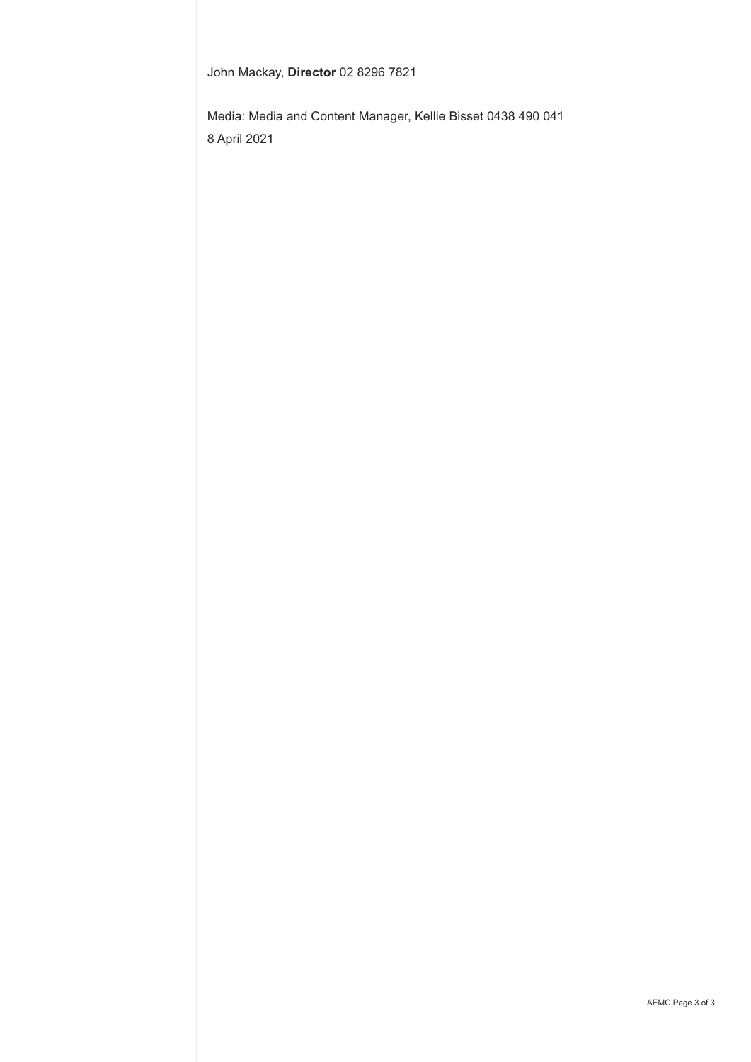John Mackay, **Director** 02 8296 7821

Media: Media and Content Manager, Kellie Bisset 0438 490 041
8 April 2021